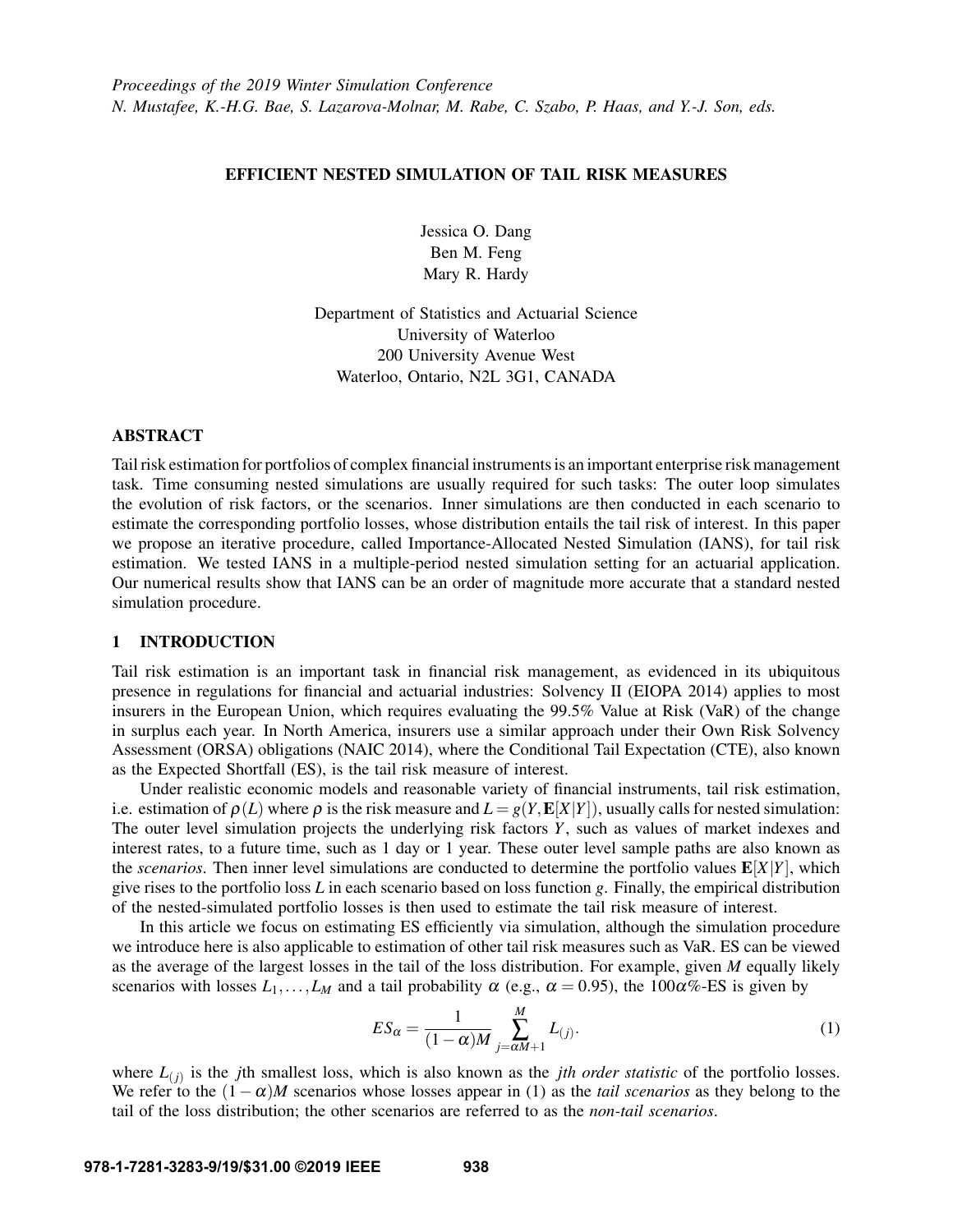*Proceedings of the 2019 Winter Simulation Conference*
*N. Mustafee, K.-H.G. Bae, S. Lazarova-Molnar, M. Rabe, C. Szabo, P. Haas, and Y.-J. Son, eds.*

# EFFICIENT NESTED SIMULATION OF TAIL RISK MEASURES

Jessica O. Dang
Ben M. Feng
Mary R. Hardy

Department of Statistics and Actuarial Science
University of Waterloo
200 University Avenue West
Waterloo, Ontario, N2L 3G1, CANADA

## ABSTRACT

Tail risk estimation for portfolios of complex financial instruments is an important enterprise risk management task. Time consuming nested simulations are usually required for such tasks: The outer loop simulates the evolution of risk factors, or the scenarios. Inner simulations are then conducted in each scenario to estimate the corresponding portfolio losses, whose distribution entails the tail risk of interest. In this paper we propose an iterative procedure, called Importance-Allocated Nested Simulation (IANS), for tail risk estimation. We tested IANS in a multiple-period nested simulation setting for an actuarial application. Our numerical results show that IANS can be an order of magnitude more accurate that a standard nested simulation procedure.

## 1 INTRODUCTION

Tail risk estimation is an important task in financial risk management, as evidenced in its ubiquitous presence in regulations for financial and actuarial industries: Solvency II (EIOPA 2014) applies to most insurers in the European Union, which requires evaluating the 99.5% Value at Risk (VaR) of the change in surplus each year. In North America, insurers use a similar approach under their Own Risk Solvency Assessment (ORSA) obligations (NAIC 2014), where the Conditional Tail Expectation (CTE), also known as the Expected Shortfall (ES), is the tail risk measure of interest.

Under realistic economic models and reasonable variety of financial instruments, tail risk estimation, i.e. estimation of $\rho(L)$ where $\rho$ is the risk measure and $L = g(Y, \mathbf{E}[X|Y])$, usually calls for nested simulation: The outer level simulation projects the underlying risk factors $Y$, such as values of market indexes and interest rates, to a future time, such as 1 day or 1 year. These outer level sample paths are also known as the *scenarios*. Then inner level simulations are conducted to determine the portfolio values $\mathbf{E}[X|Y]$, which give rises to the portfolio loss $L$ in each scenario based on loss function $g$. Finally, the empirical distribution of the nested-simulated portfolio losses is then used to estimate the tail risk measure of interest.

In this article we focus on estimating ES efficiently via simulation, although the simulation procedure we introduce here is also applicable to estimation of other tail risk measures such as VaR. ES can be viewed as the average of the largest losses in the tail of the loss distribution. For example, given $M$ equally likely scenarios with losses $L_1, \ldots, L_M$ and a tail probability $\alpha$ (e.g., $\alpha = 0.95$), the $100\alpha$%-ES is given by

$$ES_\alpha = \frac{1}{(1-\alpha)M} \sum_{j=\alpha M+1}^{M} L_{(j)}. \tag{1}$$

where $L_{(j)}$ is the $j$th smallest loss, which is also known as the *jth order statistic* of the portfolio losses. We refer to the $(1-\alpha)M$ scenarios whose losses appear in (1) as the *tail scenarios* as they belong to the tail of the loss distribution; the other scenarios are referred to as the *non-tail scenarios*.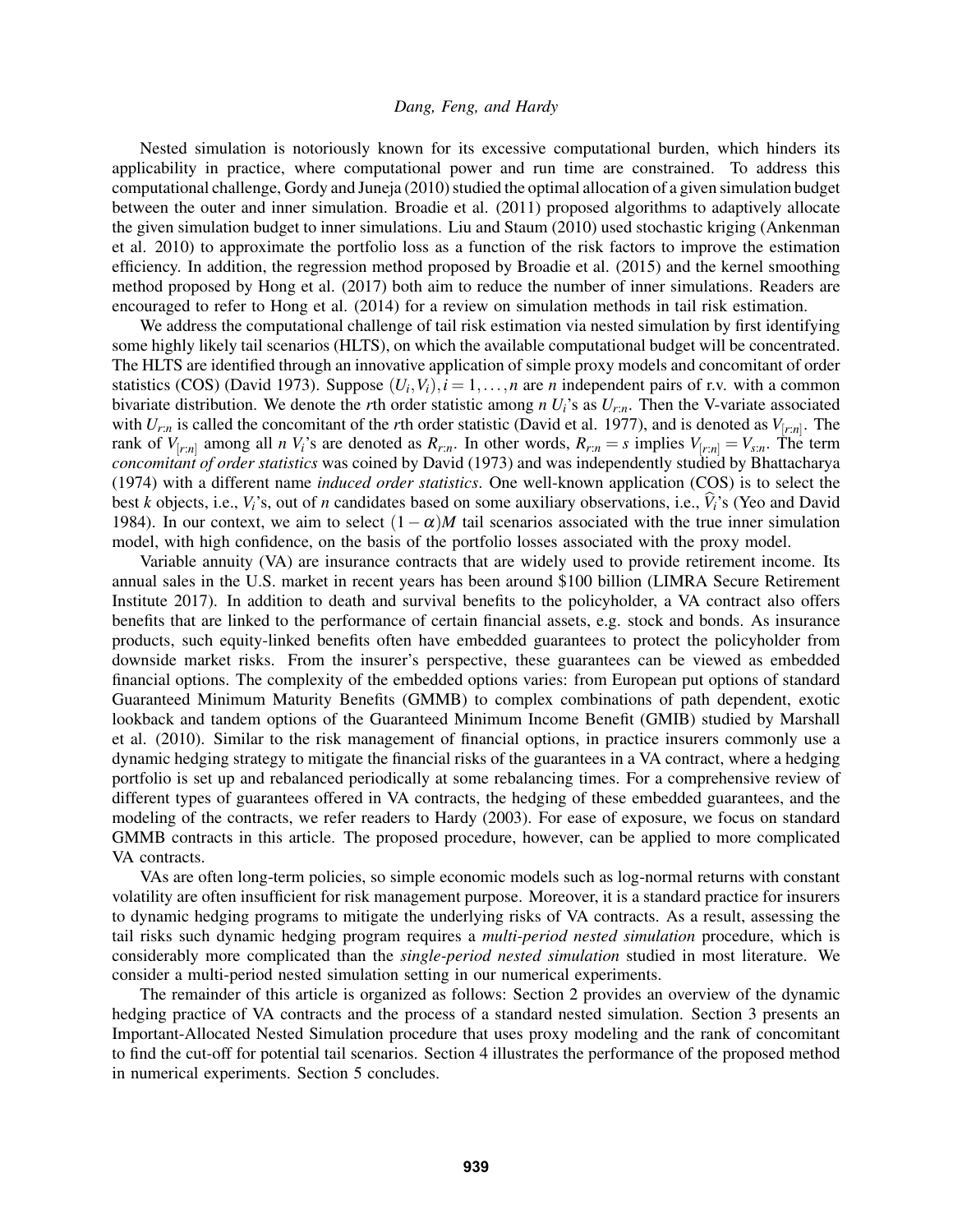Nested simulation is notoriously known for its excessive computational burden, which hinders its applicability in practice, where computational power and run time are constrained. To address this computational challenge, Gordy and Juneja (2010) studied the optimal allocation of a given simulation budget between the outer and inner simulation. Broadie et al. (2011) proposed algorithms to adaptively allocate the given simulation budget to inner simulations. Liu and Staum (2010) used stochastic kriging (Ankenman et al. 2010) to approximate the portfolio loss as a function of the risk factors to improve the estimation efficiency. In addition, the regression method proposed by Broadie et al. (2015) and the kernel smoothing method proposed by Hong et al. (2017) both aim to reduce the number of inner simulations. Readers are encouraged to refer to Hong et al. (2014) for a review on simulation methods in tail risk estimation.

We address the computational challenge of tail risk estimation via nested simulation by first identifying some highly likely tail scenarios (HLTS), on which the available computational budget will be concentrated. The HLTS are identified through an innovative application of simple proxy models and concomitant of order statistics (COS) (David 1973). Suppose $(U_i, V_i), i = 1, \ldots, n$ are $n$ independent pairs of r.v. with a common bivariate distribution. We denote the $r$th order statistic among $n$ $U_i$'s as $U_{r:n}$. Then the V-variate associated with $U_{r:n}$ is called the concomitant of the $r$th order statistic (David et al. 1977), and is denoted as $V_{[r:n]}$. The rank of $V_{[r:n]}$ among all $n$ $V_i$'s are denoted as $R_{r:n}$. In other words, $R_{r:n} = s$ implies $V_{[r:n]} = V_{s:n}$. The term *concomitant of order statistics* was coined by David (1973) and was independently studied by Bhattacharya (1974) with a different name *induced order statistics*. One well-known application (COS) is to select the best $k$ objects, i.e., $V_i$'s, out of $n$ candidates based on some auxiliary observations, i.e., $\widehat{V}_i$'s (Yeo and David 1984). In our context, we aim to select $(1-\alpha)M$ tail scenarios associated with the true inner simulation model, with high confidence, on the basis of the portfolio losses associated with the proxy model.

Variable annuity (VA) are insurance contracts that are widely used to provide retirement income. Its annual sales in the U.S. market in recent years has been around \$100 billion (LIMRA Secure Retirement Institute 2017). In addition to death and survival benefits to the policyholder, a VA contract also offers benefits that are linked to the performance of certain financial assets, e.g. stock and bonds. As insurance products, such equity-linked benefits often have embedded guarantees to protect the policyholder from downside market risks. From the insurer's perspective, these guarantees can be viewed as embedded financial options. The complexity of the embedded options varies: from European put options of standard Guaranteed Minimum Maturity Benefits (GMMB) to complex combinations of path dependent, exotic lookback and tandem options of the Guaranteed Minimum Income Benefit (GMIB) studied by Marshall et al. (2010). Similar to the risk management of financial options, in practice insurers commonly use a dynamic hedging strategy to mitigate the financial risks of the guarantees in a VA contract, where a hedging portfolio is set up and rebalanced periodically at some rebalancing times. For a comprehensive review of different types of guarantees offered in VA contracts, the hedging of these embedded guarantees, and the modeling of the contracts, we refer readers to Hardy (2003). For ease of exposure, we focus on standard GMMB contracts in this article. The proposed procedure, however, can be applied to more complicated VA contracts.

VAs are often long-term policies, so simple economic models such as log-normal returns with constant volatility are often insufficient for risk management purpose. Moreover, it is a standard practice for insurers to dynamic hedging programs to mitigate the underlying risks of VA contracts. As a result, assessing the tail risks such dynamic hedging program requires a *multi-period nested simulation* procedure, which is considerably more complicated than the *single-period nested simulation* studied in most literature. We consider a multi-period nested simulation setting in our numerical experiments.

The remainder of this article is organized as follows: Section 2 provides an overview of the dynamic hedging practice of VA contracts and the process of a standard nested simulation. Section 3 presents an Important-Allocated Nested Simulation procedure that uses proxy modeling and the rank of concomitant to find the cut-off for potential tail scenarios. Section 4 illustrates the performance of the proposed method in numerical experiments. Section 5 concludes.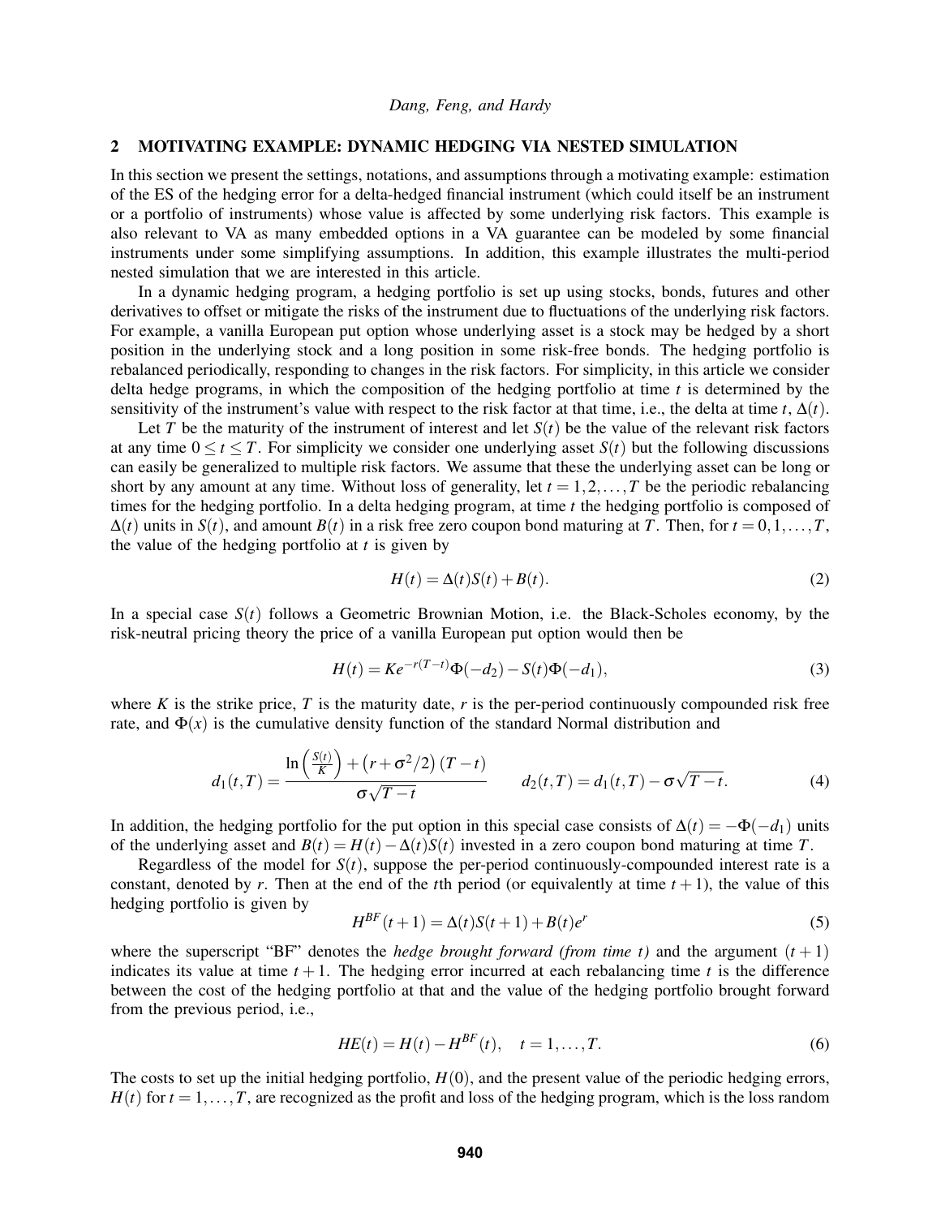## 2 MOTIVATING EXAMPLE: DYNAMIC HEDGING VIA NESTED SIMULATION

In this section we present the settings, notations, and assumptions through a motivating example: estimation of the ES of the hedging error for a delta-hedged financial instrument (which could itself be an instrument or a portfolio of instruments) whose value is affected by some underlying risk factors. This example is also relevant to VA as many embedded options in a VA guarantee can be modeled by some financial instruments under some simplifying assumptions. In addition, this example illustrates the multi-period nested simulation that we are interested in this article.

In a dynamic hedging program, a hedging portfolio is set up using stocks, bonds, futures and other derivatives to offset or mitigate the risks of the instrument due to fluctuations of the underlying risk factors. For example, a vanilla European put option whose underlying asset is a stock may be hedged by a short position in the underlying stock and a long position in some risk-free bonds. The hedging portfolio is rebalanced periodically, responding to changes in the risk factors. For simplicity, in this article we consider delta hedge programs, in which the composition of the hedging portfolio at time $t$ is determined by the sensitivity of the instrument's value with respect to the risk factor at that time, i.e., the delta at time $t$, $\Delta(t)$.

Let $T$ be the maturity of the instrument of interest and let $S(t)$ be the value of the relevant risk factors at any time $0 \leq t \leq T$. For simplicity we consider one underlying asset $S(t)$ but the following discussions can easily be generalized to multiple risk factors. We assume that these the underlying asset can be long or short by any amount at any time. Without loss of generality, let $t = 1, 2, \ldots, T$ be the periodic rebalancing times for the hedging portfolio. In a delta hedging program, at time $t$ the hedging portfolio is composed of $\Delta(t)$ units in $S(t)$, and amount $B(t)$ in a risk free zero coupon bond maturing at $T$. Then, for $t = 0, 1, \ldots, T$, the value of the hedging portfolio at $t$ is given by

$$H(t) = \Delta(t)S(t) + B(t). \tag{2}$$

In a special case $S(t)$ follows a Geometric Brownian Motion, i.e. the Black-Scholes economy, by the risk-neutral pricing theory the price of a vanilla European put option would then be

$$H(t) = Ke^{-r(T-t)}\Phi(-d_2) - S(t)\Phi(-d_1), \tag{3}$$

where $K$ is the strike price, $T$ is the maturity date, $r$ is the per-period continuously compounded risk free rate, and $\Phi(x)$ is the cumulative density function of the standard Normal distribution and

$$d_1(t,T) = \frac{\ln\left(\frac{S(t)}{K}\right) + \left(r + \sigma^2/2\right)(T-t)}{\sigma\sqrt{T-t}} \qquad d_2(t,T) = d_1(t,T) - \sigma\sqrt{T-t}. \tag{4}$$

In addition, the hedging portfolio for the put option in this special case consists of $\Delta(t) = -\Phi(-d_1)$ units of the underlying asset and $B(t) = H(t) - \Delta(t)S(t)$ invested in a zero coupon bond maturing at time $T$.

Regardless of the model for $S(t)$, suppose the per-period continuously-compounded interest rate is a constant, denoted by $r$. Then at the end of the $t$th period (or equivalently at time $t+1$), the value of this hedging portfolio is given by

$$H^{BF}(t+1) = \Delta(t)S(t+1) + B(t)e^r \tag{5}$$

where the superscript "BF" denotes the *hedge brought forward (from time t)* and the argument $(t+1)$ indicates its value at time $t+1$. The hedging error incurred at each rebalancing time $t$ is the difference between the cost of the hedging portfolio at that and the value of the hedging portfolio brought forward from the previous period, i.e.,

$$HE(t) = H(t) - H^{BF}(t), \quad t = 1, \ldots, T. \tag{6}$$

The costs to set up the initial hedging portfolio, $H(0)$, and the present value of the periodic hedging errors, $H(t)$ for $t = 1, \ldots, T$, are recognized as the profit and loss of the hedging program, which is the loss random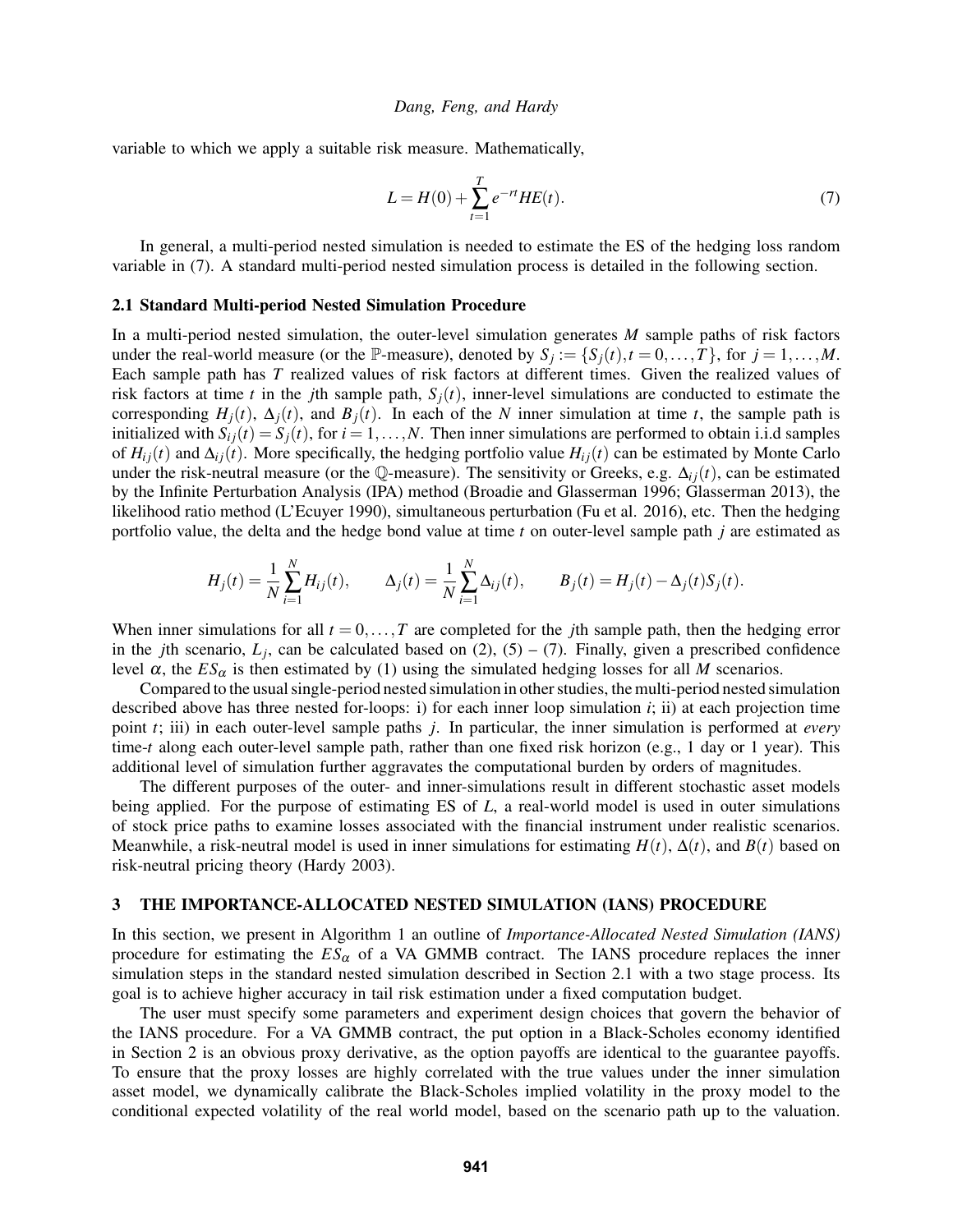variable to which we apply a suitable risk measure. Mathematically,

$$L = H(0) + \sum_{t=1}^{T} e^{-rt} HE(t). \tag{7}$$

In general, a multi-period nested simulation is needed to estimate the ES of the hedging loss random variable in (7). A standard multi-period nested simulation process is detailed in the following section.

### 2.1 Standard Multi-period Nested Simulation Procedure

In a multi-period nested simulation, the outer-level simulation generates $M$ sample paths of risk factors under the real-world measure (or the $\mathbb{P}$-measure), denoted by $S_j := \{S_j(t), t = 0, \ldots, T\}$, for $j = 1, \ldots, M$. Each sample path has $T$ realized values of risk factors at different times. Given the realized values of risk factors at time $t$ in the $j$th sample path, $S_j(t)$, inner-level simulations are conducted to estimate the corresponding $H_j(t)$, $\Delta_j(t)$, and $B_j(t)$. In each of the $N$ inner simulation at time $t$, the sample path is initialized with $S_{ij}(t) = S_j(t)$, for $i = 1, \ldots, N$. Then inner simulations are performed to obtain i.i.d samples of $H_{ij}(t)$ and $\Delta_{ij}(t)$. More specifically, the hedging portfolio value $H_{ij}(t)$ can be estimated by Monte Carlo under the risk-neutral measure (or the $\mathbb{Q}$-measure). The sensitivity or Greeks, e.g. $\Delta_{ij}(t)$, can be estimated by the Infinite Perturbation Analysis (IPA) method (Broadie and Glasserman 1996; Glasserman 2013), the likelihood ratio method (L'Ecuyer 1990), simultaneous perturbation (Fu et al. 2016), etc. Then the hedging portfolio value, the delta and the hedge bond value at time $t$ on outer-level sample path $j$ are estimated as

$$H_j(t) = \frac{1}{N} \sum_{i=1}^{N} H_{ij}(t), \qquad \Delta_j(t) = \frac{1}{N} \sum_{i=1}^{N} \Delta_{ij}(t), \qquad B_j(t) = H_j(t) - \Delta_j(t) S_j(t).$$

When inner simulations for all $t = 0, \ldots, T$ are completed for the $j$th sample path, then the hedging error in the $j$th scenario, $L_j$, can be calculated based on (2), (5) – (7). Finally, given a prescribed confidence level $\alpha$, the $ES_\alpha$ is then estimated by (1) using the simulated hedging losses for all $M$ scenarios.

Compared to the usual single-period nested simulation in other studies, the multi-period nested simulation described above has three nested for-loops: i) for each inner loop simulation $i$; ii) at each projection time point $t$; iii) in each outer-level sample paths $j$. In particular, the inner simulation is performed at *every* time-$t$ along each outer-level sample path, rather than one fixed risk horizon (e.g., 1 day or 1 year). This additional level of simulation further aggravates the computational burden by orders of magnitudes.

The different purposes of the outer- and inner-simulations result in different stochastic asset models being applied. For the purpose of estimating ES of $L$, a real-world model is used in outer simulations of stock price paths to examine losses associated with the financial instrument under realistic scenarios. Meanwhile, a risk-neutral model is used in inner simulations for estimating $H(t)$, $\Delta(t)$, and $B(t)$ based on risk-neutral pricing theory (Hardy 2003).

## 3 THE IMPORTANCE-ALLOCATED NESTED SIMULATION (IANS) PROCEDURE

In this section, we present in Algorithm 1 an outline of *Importance-Allocated Nested Simulation (IANS)* procedure for estimating the $ES_\alpha$ of a VA GMMB contract. The IANS procedure replaces the inner simulation steps in the standard nested simulation described in Section 2.1 with a two stage process. Its goal is to achieve higher accuracy in tail risk estimation under a fixed computation budget.

The user must specify some parameters and experiment design choices that govern the behavior of the IANS procedure. For a VA GMMB contract, the put option in a Black-Scholes economy identified in Section 2 is an obvious proxy derivative, as the option payoffs are identical to the guarantee payoffs. To ensure that the proxy losses are highly correlated with the true values under the inner simulation asset model, we dynamically calibrate the Black-Scholes implied volatility in the proxy model to the conditional expected volatility of the real world model, based on the scenario path up to the valuation.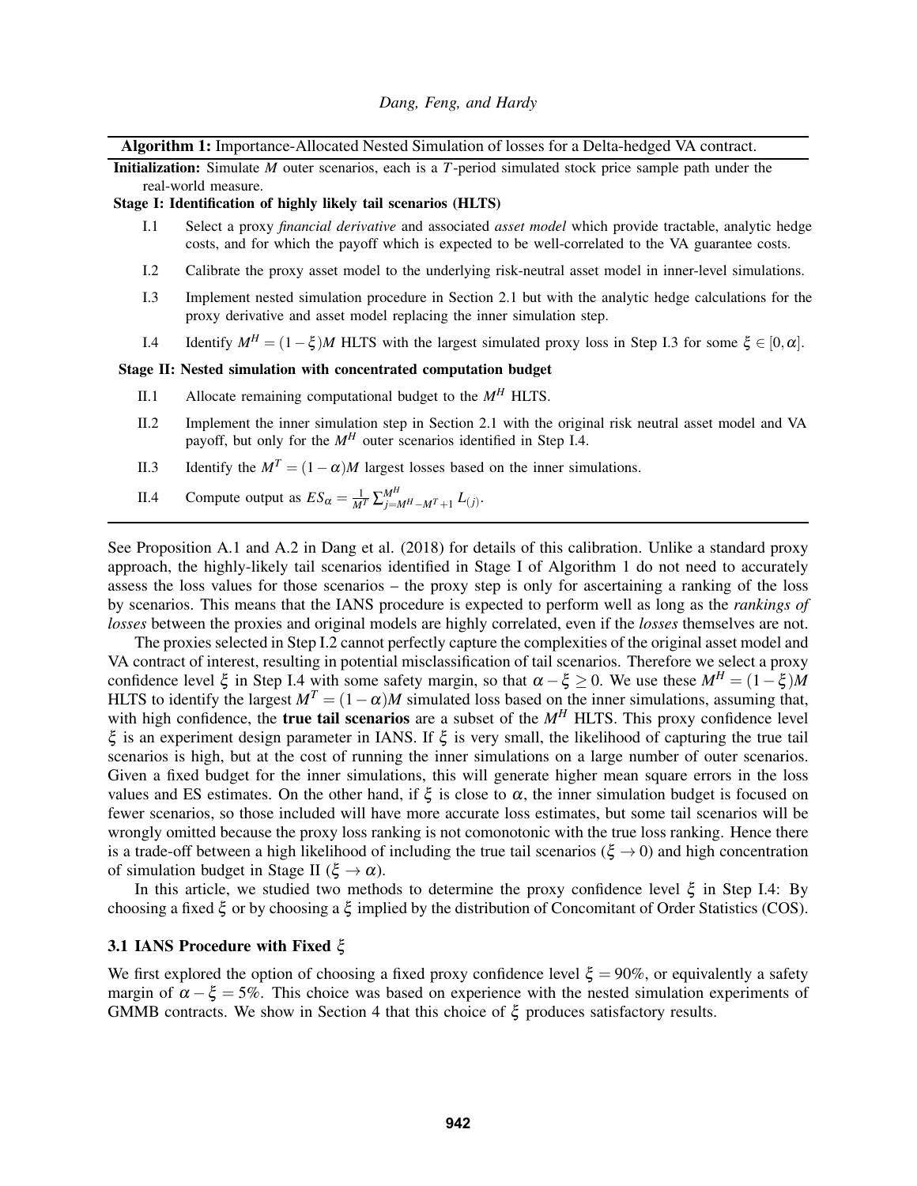**Algorithm 1:** Importance-Allocated Nested Simulation of losses for a Delta-hedged VA contract.

**Initialization:** Simulate $M$ outer scenarios, each is a $T$-period simulated stock price sample path under the real-world measure.

**Stage I: Identification of highly likely tail scenarios (HLTS)**

- I.1 Select a proxy *financial derivative* and associated *asset model* which provide tractable, analytic hedge costs, and for which the payoff which is expected to be well-correlated to the VA guarantee costs.
- I.2 Calibrate the proxy asset model to the underlying risk-neutral asset model in inner-level simulations.
- I.3 Implement nested simulation procedure in Section 2.1 but with the analytic hedge calculations for the proxy derivative and asset model replacing the inner simulation step.
- I.4 Identify $M^H = (1-\xi)M$ HLTS with the largest simulated proxy loss in Step I.3 for some $\xi \in [0, \alpha]$.

**Stage II: Nested simulation with concentrated computation budget**

- II.1 Allocate remaining computational budget to the $M^H$ HLTS.
- II.2 Implement the inner simulation step in Section 2.1 with the original risk neutral asset model and VA payoff, but only for the $M^H$ outer scenarios identified in Step I.4.
- II.3 Identify the $M^T = (1-\alpha)M$ largest losses based on the inner simulations.
- II.4 Compute output as $ES_\alpha = \frac{1}{M^T}\sum_{j=M^H-M^T+1}^{M^H} L_{(j)}$.

See Proposition A.1 and A.2 in Dang et al. (2018) for details of this calibration. Unlike a standard proxy approach, the highly-likely tail scenarios identified in Stage I of Algorithm 1 do not need to accurately assess the loss values for those scenarios – the proxy step is only for ascertaining a ranking of the loss by scenarios. This means that the IANS procedure is expected to perform well as long as the *rankings of losses* between the proxies and original models are highly correlated, even if the *losses* themselves are not.

The proxies selected in Step I.2 cannot perfectly capture the complexities of the original asset model and VA contract of interest, resulting in potential misclassification of tail scenarios. Therefore we select a proxy confidence level $\xi$ in Step I.4 with some safety margin, so that $\alpha - \xi \geq 0$. We use these $M^H = (1-\xi)M$ HLTS to identify the largest $M^T = (1-\alpha)M$ simulated loss based on the inner simulations, assuming that, with high confidence, the **true tail scenarios** are a subset of the $M^H$ HLTS. This proxy confidence level $\xi$ is an experiment design parameter in IANS. If $\xi$ is very small, the likelihood of capturing the true tail scenarios is high, but at the cost of running the inner simulations on a large number of outer scenarios. Given a fixed budget for the inner simulations, this will generate higher mean square errors in the loss values and ES estimates. On the other hand, if $\xi$ is close to $\alpha$, the inner simulation budget is focused on fewer scenarios, so those included will have more accurate loss estimates, but some tail scenarios will be wrongly omitted because the proxy loss ranking is not comonotonic with the true loss ranking. Hence there is a trade-off between a high likelihood of including the true tail scenarios ($\xi \to 0$) and high concentration of simulation budget in Stage II ($\xi \to \alpha$).

In this article, we studied two methods to determine the proxy confidence level $\xi$ in Step I.4: By choosing a fixed $\xi$ or by choosing a $\xi$ implied by the distribution of Concomitant of Order Statistics (COS).

### 3.1 IANS Procedure with Fixed $\xi$

We first explored the option of choosing a fixed proxy confidence level $\xi = 90\%$, or equivalently a safety margin of $\alpha - \xi = 5\%$. This choice was based on experience with the nested simulation experiments of GMMB contracts. We show in Section 4 that this choice of $\xi$ produces satisfactory results.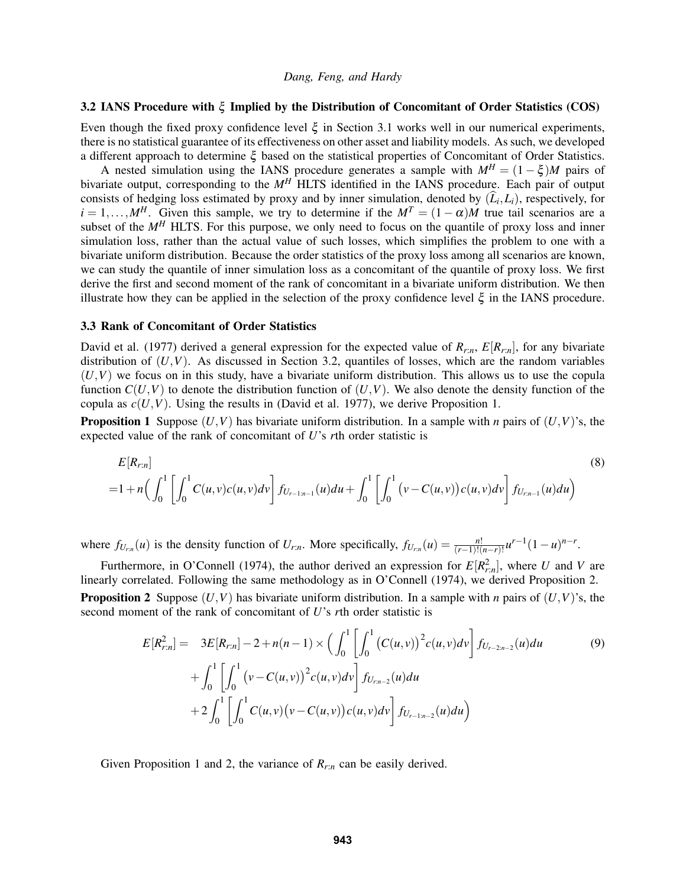### 3.2 IANS Procedure with $\xi$ Implied by the Distribution of Concomitant of Order Statistics (COS)

Even though the fixed proxy confidence level $\xi$ in Section 3.1 works well in our numerical experiments, there is no statistical guarantee of its effectiveness on other asset and liability models. As such, we developed a different approach to determine $\xi$ based on the statistical properties of Concomitant of Order Statistics.

A nested simulation using the IANS procedure generates a sample with $M^H = (1-\xi)M$ pairs of bivariate output, corresponding to the $M^H$ HLTS identified in the IANS procedure. Each pair of output consists of hedging loss estimated by proxy and by inner simulation, denoted by $(\widehat{L}_i, L_i)$, respectively, for $i = 1, \ldots, M^H$. Given this sample, we try to determine if the $M^T = (1-\alpha)M$ true tail scenarios are a subset of the $M^H$ HLTS. For this purpose, we only need to focus on the quantile of proxy loss and inner simulation loss, rather than the actual value of such losses, which simplifies the problem to one with a bivariate uniform distribution. Because the order statistics of the proxy loss among all scenarios are known, we can study the quantile of inner simulation loss as a concomitant of the quantile of proxy loss. We first derive the first and second moment of the rank of concomitant in a bivariate uniform distribution. We then illustrate how they can be applied in the selection of the proxy confidence level $\xi$ in the IANS procedure.

### 3.3 Rank of Concomitant of Order Statistics

David et al. (1977) derived a general expression for the expected value of $R_{r:n}$, $E[R_{r:n}]$, for any bivariate distribution of $(U,V)$. As discussed in Section 3.2, quantiles of losses, which are the random variables $(U,V)$ we focus on in this study, have a bivariate uniform distribution. This allows us to use the copula function $C(U,V)$ to denote the distribution function of $(U,V)$. We also denote the density function of the copula as $c(U,V)$. Using the results in (David et al. 1977), we derive Proposition 1.

**Proposition 1** Suppose $(U,V)$ has bivariate uniform distribution. In a sample with $n$ pairs of $(U,V)$'s, the expected value of the rank of concomitant of $U$'s $r$th order statistic is

$$
\begin{aligned}
&E[R_{r:n}] \\
=&1 + n\Big(\int_0^1 \left[\int_0^1 C(u,v)c(u,v)dv\right] f_{U_{r-1:n-1}}(u)du + \int_0^1 \left[\int_0^1 \big(v - C(u,v)\big)c(u,v)dv\right] f_{U_{r:n-1}}(u)du\Big)
\end{aligned} \tag{8}
$$

where $f_{U_{r:n}}(u)$ is the density function of $U_{r:n}$. More specifically, $f_{U_{r:n}}(u) = \frac{n!}{(r-1)!(n-r)!}u^{r-1}(1-u)^{n-r}$.

Furthermore, in O'Connell (1974), the author derived an expression for $E[R_{r:n}^2]$, where $U$ and $V$ are linearly correlated. Following the same methodology as in O'Connell (1974), we derived Proposition 2.

**Proposition 2** Suppose $(U,V)$ has bivariate uniform distribution. In a sample with $n$ pairs of $(U,V)$'s, the second moment of the rank of concomitant of $U$'s $r$th order statistic is

$$
\begin{aligned}
E[R_{r:n}^2] = \quad & 3E[R_{r:n}] - 2 + n(n-1) \times \Big(\int_0^1 \left[\int_0^1 \big(C(u,v)\big)^2 c(u,v)dv\right] f_{U_{r-2:n-2}}(u)du \\
& + \int_0^1 \left[\int_0^1 \big(v - C(u,v)\big)^2 c(u,v)dv\right] f_{U_{r:n-2}}(u)du \\
& + 2\int_0^1 \left[\int_0^1 C(u,v)\big(v - C(u,v)\big)c(u,v)dv\right] f_{U_{r-1:n-2}}(u)du\Big)
\end{aligned} \tag{9}
$$

Given Proposition 1 and 2, the variance of $R_{r:n}$ can be easily derived.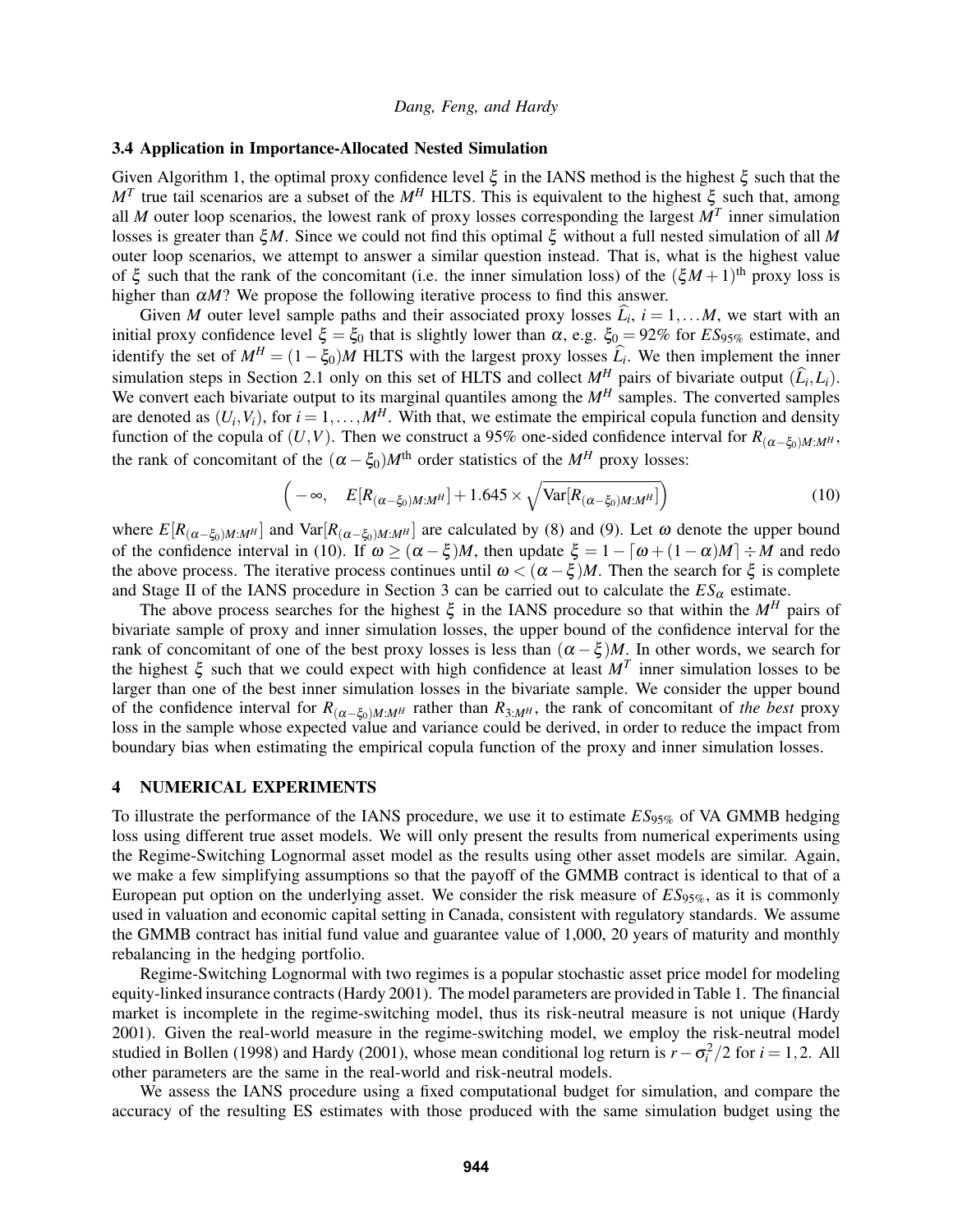### 3.4 Application in Importance-Allocated Nested Simulation

Given Algorithm 1, the optimal proxy confidence level $\xi$ in the IANS method is the highest $\xi$ such that the $M^T$ true tail scenarios are a subset of the $M^H$ HLTS. This is equivalent to the highest $\xi$ such that, among all $M$ outer loop scenarios, the lowest rank of proxy losses corresponding the largest $M^T$ inner simulation losses is greater than $\xi M$. Since we could not find this optimal $\xi$ without a full nested simulation of all $M$ outer loop scenarios, we attempt to answer a similar question instead. That is, what is the highest value of $\xi$ such that the rank of the concomitant (i.e. the inner simulation loss) of the $(\xi M+1)^{\text{th}}$ proxy loss is higher than $\alpha M$? We propose the following iterative process to find this answer.

Given $M$ outer level sample paths and their associated proxy losses $\widehat{L}_i$, $i=1,\dots M$, we start with an initial proxy confidence level $\xi=\xi_0$ that is slightly lower than $\alpha$, e.g. $\xi_0=92\%$ for $ES_{95\%}$ estimate, and identify the set of $M^H=(1-\xi_0)M$ HLTS with the largest proxy losses $\widehat{L}_i$. We then implement the inner simulation steps in Section 2.1 only on this set of HLTS and collect $M^H$ pairs of bivariate output $(\widehat{L}_i, L_i)$. We convert each bivariate output to its marginal quantiles among the $M^H$ samples. The converted samples are denoted as $(U_i, V_i)$, for $i=1,\dots,M^H$. With that, we estimate the empirical copula function and density function of the copula of $(U,V)$. Then we construct a 95% one-sided confidence interval for $R_{(\alpha-\xi_0)M:M^H}$, the rank of concomitant of the $(\alpha-\xi_0)M^{\text{th}}$ order statistics of the $M^H$ proxy losses:

$$\Big(-\infty, \quad E[R_{(\alpha-\xi_0)M:M^H}]+1.645\times\sqrt{\text{Var}[R_{(\alpha-\xi_0)M:M^H}]}\Big) \tag{10}$$

where $E[R_{(\alpha-\xi_0)M:M^H}]$ and $\text{Var}[R_{(\alpha-\xi_0)M:M^H}]$ are calculated by (8) and (9). Let $\omega$ denote the upper bound of the confidence interval in (10). If $\omega \geq (\alpha-\xi)M$, then update $\xi = 1-\lceil \omega+(1-\alpha)M\rceil \div M$ and redo the above process. The iterative process continues until $\omega < (\alpha-\xi)M$. Then the search for $\xi$ is complete and Stage II of the IANS procedure in Section 3 can be carried out to calculate the $ES_\alpha$ estimate.

The above process searches for the highest $\xi$ in the IANS procedure so that within the $M^H$ pairs of bivariate sample of proxy and inner simulation losses, the upper bound of the confidence interval for the rank of concomitant of one of the best proxy losses is less than $(\alpha-\xi)M$. In other words, we search for the highest $\xi$ such that we could expect with high confidence at least $M^T$ inner simulation losses to be larger than one of the best inner simulation losses in the bivariate sample. We consider the upper bound of the confidence interval for $R_{(\alpha-\xi_0)M:M^H}$ rather than $R_{3:M^H}$, the rank of concomitant of *the best* proxy loss in the sample whose expected value and variance could be derived, in order to reduce the impact from boundary bias when estimating the empirical copula function of the proxy and inner simulation losses.

## 4 NUMERICAL EXPERIMENTS

To illustrate the performance of the IANS procedure, we use it to estimate $ES_{95\%}$ of VA GMMB hedging loss using different true asset models. We will only present the results from numerical experiments using the Regime-Switching Lognormal asset model as the results using other asset models are similar. Again, we make a few simplifying assumptions so that the payoff of the GMMB contract is identical to that of a European put option on the underlying asset. We consider the risk measure of $ES_{95\%}$, as it is commonly used in valuation and economic capital setting in Canada, consistent with regulatory standards. We assume the GMMB contract has initial fund value and guarantee value of 1,000, 20 years of maturity and monthly rebalancing in the hedging portfolio.

Regime-Switching Lognormal with two regimes is a popular stochastic asset price model for modeling equity-linked insurance contracts (Hardy 2001). The model parameters are provided in Table 1. The financial market is incomplete in the regime-switching model, thus its risk-neutral measure is not unique (Hardy 2001). Given the real-world measure in the regime-switching model, we employ the risk-neutral model studied in Bollen (1998) and Hardy (2001), whose mean conditional log return is $r-\sigma_i^2/2$ for $i=1,2$. All other parameters are the same in the real-world and risk-neutral models.

We assess the IANS procedure using a fixed computational budget for simulation, and compare the accuracy of the resulting ES estimates with those produced with the same simulation budget using the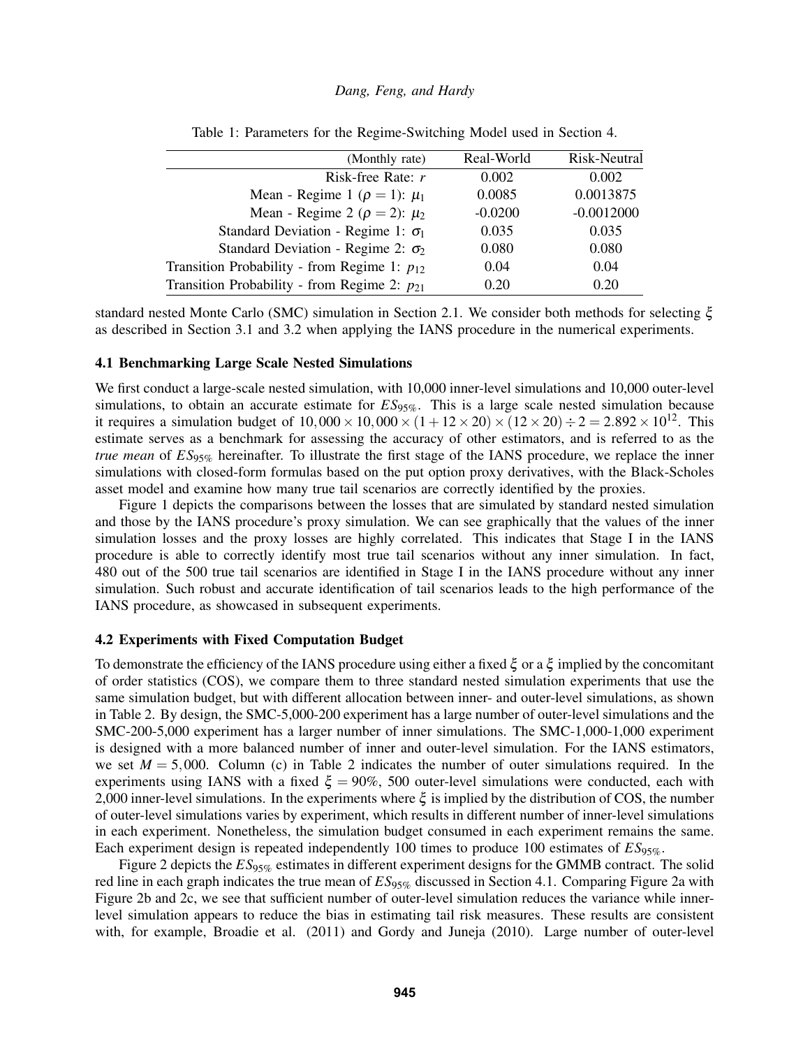Table 1: Parameters for the Regime-Switching Model used in Section 4.

| (Monthly rate) | Real-World | Risk-Neutral |
|---:|---|---|
| Risk-free Rate: $r$ | 0.002 | 0.002 |
| Mean - Regime 1 ($\rho = 1$): $\mu_1$ | 0.0085 | 0.0013875 |
| Mean - Regime 2 ($\rho = 2$): $\mu_2$ | -0.0200 | -0.0012000 |
| Standard Deviation - Regime 1: $\sigma_1$ | 0.035 | 0.035 |
| Standard Deviation - Regime 2: $\sigma_2$ | 0.080 | 0.080 |
| Transition Probability - from Regime 1: $p_{12}$ | 0.04 | 0.04 |
| Transition Probability - from Regime 2: $p_{21}$ | 0.20 | 0.20 |

standard nested Monte Carlo (SMC) simulation in Section 2.1. We consider both methods for selecting $\xi$ as described in Section 3.1 and 3.2 when applying the IANS procedure in the numerical experiments.

### 4.1 Benchmarking Large Scale Nested Simulations

We first conduct a large-scale nested simulation, with 10,000 inner-level simulations and 10,000 outer-level simulations, to obtain an accurate estimate for $ES_{95\%}$. This is a large scale nested simulation because it requires a simulation budget of $10,000 \times 10,000 \times (1 + 12 \times 20) \times (12 \times 20) \div 2 = 2.892 \times 10^{12}$. This estimate serves as a benchmark for assessing the accuracy of other estimators, and is referred to as the *true mean* of $ES_{95\%}$ hereinafter. To illustrate the first stage of the IANS procedure, we replace the inner simulations with closed-form formulas based on the put option proxy derivatives, with the Black-Scholes asset model and examine how many true tail scenarios are correctly identified by the proxies.

Figure 1 depicts the comparisons between the losses that are simulated by standard nested simulation and those by the IANS procedure's proxy simulation. We can see graphically that the values of the inner simulation losses and the proxy losses are highly correlated. This indicates that Stage I in the IANS procedure is able to correctly identify most true tail scenarios without any inner simulation. In fact, 480 out of the 500 true tail scenarios are identified in Stage I in the IANS procedure without any inner simulation. Such robust and accurate identification of tail scenarios leads to the high performance of the IANS procedure, as showcased in subsequent experiments.

### 4.2 Experiments with Fixed Computation Budget

To demonstrate the efficiency of the IANS procedure using either a fixed $\xi$ or a $\xi$ implied by the concomitant of order statistics (COS), we compare them to three standard nested simulation experiments that use the same simulation budget, but with different allocation between inner- and outer-level simulations, as shown in Table 2. By design, the SMC-5,000-200 experiment has a large number of outer-level simulations and the SMC-200-5,000 experiment has a larger number of inner simulations. The SMC-1,000-1,000 experiment is designed with a more balanced number of inner and outer-level simulation. For the IANS estimators, we set $M = 5,000$. Column (c) in Table 2 indicates the number of outer simulations required. In the experiments using IANS with a fixed $\xi = 90\%$, 500 outer-level simulations were conducted, each with 2,000 inner-level simulations. In the experiments where $\xi$ is implied by the distribution of COS, the number of outer-level simulations varies by experiment, which results in different number of inner-level simulations in each experiment. Nonetheless, the simulation budget consumed in each experiment remains the same. Each experiment design is repeated independently 100 times to produce 100 estimates of $ES_{95\%}$.

Figure 2 depicts the $ES_{95\%}$ estimates in different experiment designs for the GMMB contract. The solid red line in each graph indicates the true mean of $ES_{95\%}$ discussed in Section 4.1. Comparing Figure 2a with Figure 2b and 2c, we see that sufficient number of outer-level simulation reduces the variance while inner-level simulation appears to reduce the bias in estimating tail risk measures. These results are consistent with, for example, Broadie et al. (2011) and Gordy and Juneja (2010). Large number of outer-level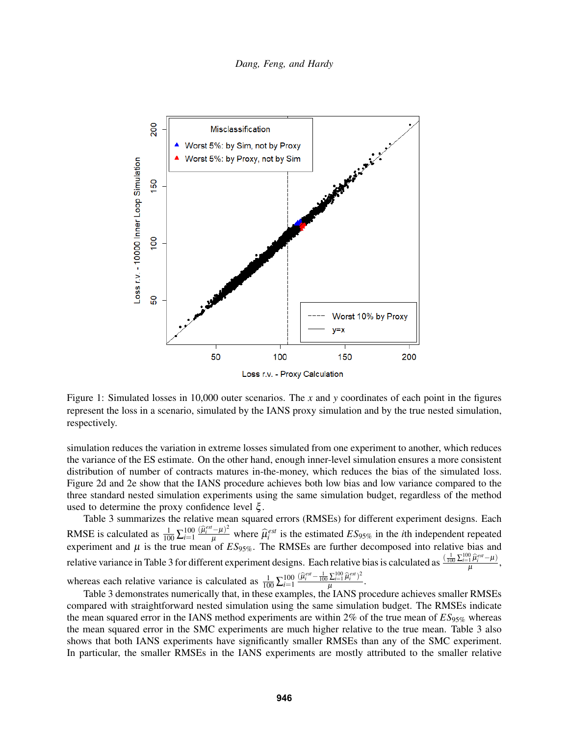Figure 1: Simulated losses in 10,000 outer scenarios. The $x$ and $y$ coordinates of each point in the figures represent the loss in a scenario, simulated by the IANS proxy simulation and by the true nested simulation, respectively.

simulation reduces the variation in extreme losses simulated from one experiment to another, which reduces the variance of the ES estimate. On the other hand, enough inner-level simulation ensures a more consistent distribution of number of contracts matures in-the-money, which reduces the bias of the simulated loss. Figure 2d and 2e show that the IANS procedure achieves both low bias and low variance compared to the three standard nested simulation experiments using the same simulation budget, regardless of the method used to determine the proxy confidence level $\xi$.

Table 3 summarizes the relative mean squared errors (RMSEs) for different experiment designs. Each RMSE is calculated as $\frac{1}{100}\sum_{i=1}^{100}\frac{(\widehat{\mu}_i^{est}-\mu)^2}{\mu}$ where $\widehat{\mu}_i^{est}$ is the estimated $ES_{95\%}$ in the $i$th independent repeated experiment and $\mu$ is the true mean of $ES_{95\%}$. The RMSEs are further decomposed into relative bias and relative variance in Table 3 for different experiment designs. Each relative bias is calculated as $\frac{(\frac{1}{100}\sum_{i=1}^{100}\widehat{\mu}_i^{est}-\mu)}{\mu}$, whereas each relative variance is calculated as $\frac{1}{100}\sum_{i=1}^{100}\frac{(\widehat{\mu}_i^{est}-\frac{1}{100}\sum_{i=1}^{100}\widehat{\mu}_i^{est})^2}{\mu}$.

Table 3 demonstrates numerically that, in these examples, the IANS procedure achieves smaller RMSEs compared with straightforward nested simulation using the same simulation budget. The RMSEs indicate the mean squared error in the IANS method experiments are within 2% of the true mean of $ES_{95\%}$ whereas the mean squared error in the SMC experiments are much higher relative to the true mean. Table 3 also shows that both IANS experiments have significantly smaller RMSEs than any of the SMC experiment. In particular, the smaller RMSEs in the IANS experiments are mostly attributed to the smaller relative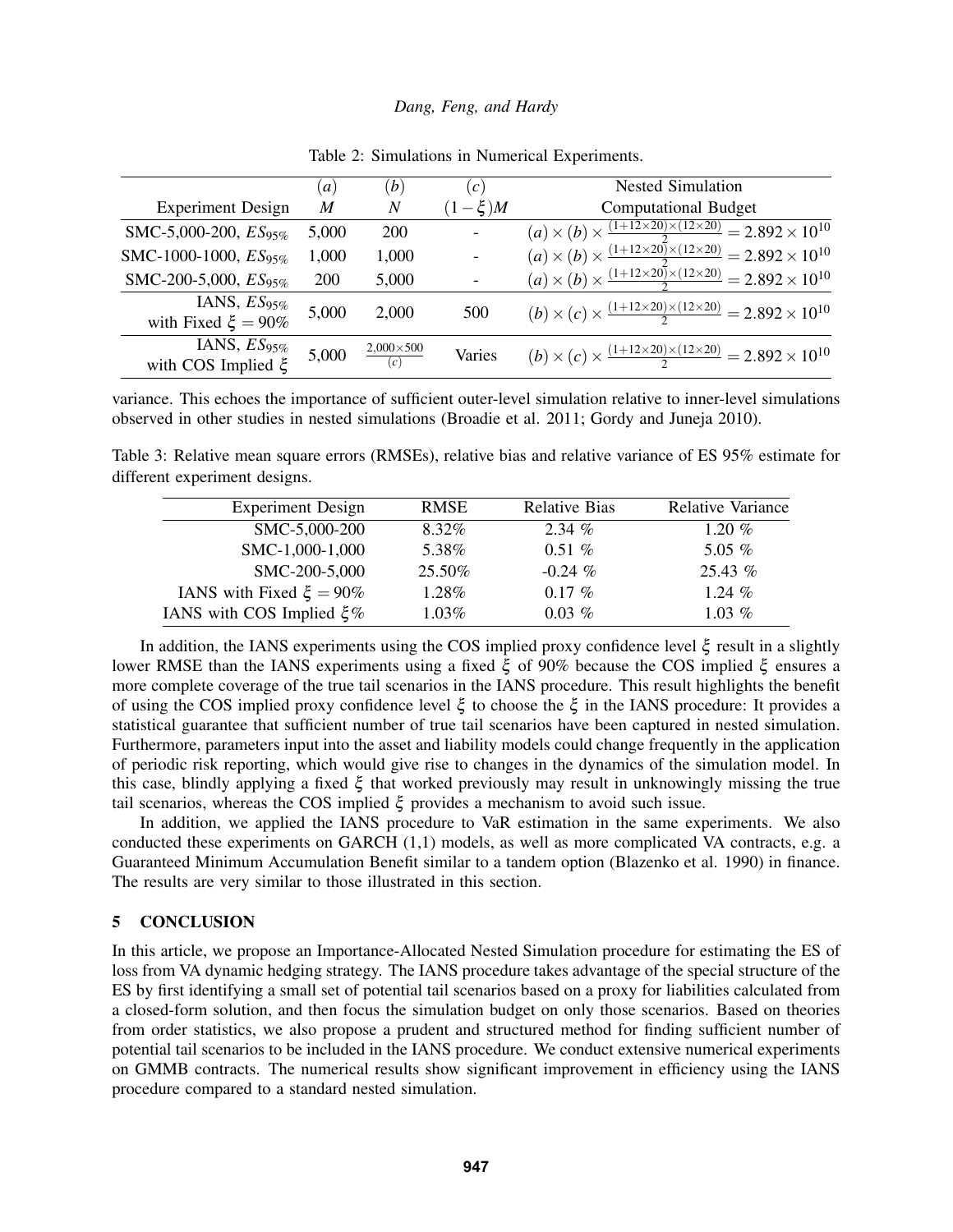Table 2: Simulations in Numerical Experiments.

| Experiment Design | $(a)$ $M$ | $(b)$ $N$ | $(c)$ $(1-\xi)M$ | Nested Simulation Computational Budget |
|---|---|---|---|---|
| SMC-5,000-200, $ES_{95\%}$ | 5,000 | 200 | - | $(a) \times (b) \times \frac{(1+12\times 20)\times(12\times 20)}{2} = 2.892 \times 10^{10}$ |
| SMC-1000-1000, $ES_{95\%}$ | 1,000 | 1,000 | - | $(a) \times (b) \times \frac{(1+12\times 20)\times(12\times 20)}{2} = 2.892 \times 10^{10}$ |
| SMC-200-5,000, $ES_{95\%}$ | 200 | 5,000 | - | $(a) \times (b) \times \frac{(1+12\times 20)\times(12\times 20)}{2} = 2.892 \times 10^{10}$ |
| IANS, $ES_{95\%}$ with Fixed $\xi = 90\%$ | 5,000 | 2,000 | 500 | $(b) \times (c) \times \frac{(1+12\times 20)\times(12\times 20)}{2} = 2.892 \times 10^{10}$ |
| IANS, $ES_{95\%}$ with COS Implied $\xi$ | 5,000 | $\frac{2{,}000\times 500}{(c)}$ | Varies | $(b) \times (c) \times \frac{(1+12\times 20)\times(12\times 20)}{2} = 2.892 \times 10^{10}$ |

variance. This echoes the importance of sufficient outer-level simulation relative to inner-level simulations observed in other studies in nested simulations (Broadie et al. 2011; Gordy and Juneja 2010).

Table 3: Relative mean square errors (RMSEs), relative bias and relative variance of ES 95% estimate for different experiment designs.

| Experiment Design | RMSE | Relative Bias | Relative Variance |
|---|---|---|---|
| SMC-5,000-200 | 8.32% | 2.34 % | 1.20 % |
| SMC-1,000-1,000 | 5.38% | 0.51 % | 5.05 % |
| SMC-200-5,000 | 25.50% | -0.24 % | 25.43 % |
| IANS with Fixed $\xi = 90\%$ | 1.28% | 0.17 % | 1.24 % |
| IANS with COS Implied $\xi\%$ | 1.03% | 0.03 % | 1.03 % |

In addition, the IANS experiments using the COS implied proxy confidence level $\xi$ result in a slightly lower RMSE than the IANS experiments using a fixed $\xi$ of 90% because the COS implied $\xi$ ensures a more complete coverage of the true tail scenarios in the IANS procedure. This result highlights the benefit of using the COS implied proxy confidence level $\xi$ to choose the $\xi$ in the IANS procedure: It provides a statistical guarantee that sufficient number of true tail scenarios have been captured in nested simulation. Furthermore, parameters input into the asset and liability models could change frequently in the application of periodic risk reporting, which would give rise to changes in the dynamics of the simulation model. In this case, blindly applying a fixed $\xi$ that worked previously may result in unknowingly missing the true tail scenarios, whereas the COS implied $\xi$ provides a mechanism to avoid such issue.

In addition, we applied the IANS procedure to VaR estimation in the same experiments. We also conducted these experiments on GARCH (1,1) models, as well as more complicated VA contracts, e.g. a Guaranteed Minimum Accumulation Benefit similar to a tandem option (Blazenko et al. 1990) in finance. The results are very similar to those illustrated in this section.

## 5 CONCLUSION

In this article, we propose an Importance-Allocated Nested Simulation procedure for estimating the ES of loss from VA dynamic hedging strategy. The IANS procedure takes advantage of the special structure of the ES by first identifying a small set of potential tail scenarios based on a proxy for liabilities calculated from a closed-form solution, and then focus the simulation budget on only those scenarios. Based on theories from order statistics, we also propose a prudent and structured method for finding sufficient number of potential tail scenarios to be included in the IANS procedure. We conduct extensive numerical experiments on GMMB contracts. The numerical results show significant improvement in efficiency using the IANS procedure compared to a standard nested simulation.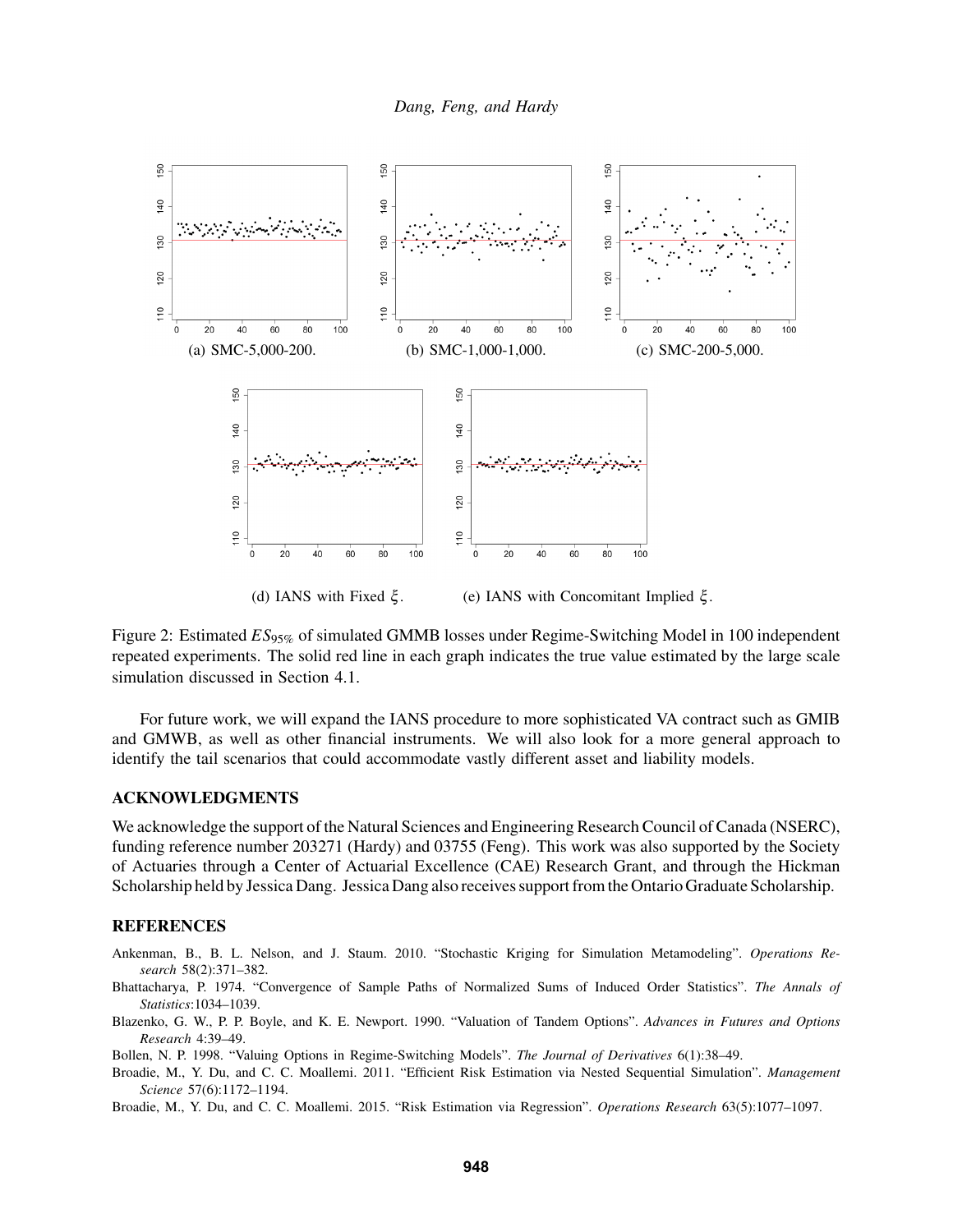(a) SMC-5,000-200.

(b) SMC-1,000-1,000.

(c) SMC-200-5,000.

(d) IANS with Fixed $\xi$.

(e) IANS with Concomitant Implied $\xi$.

Figure 2: Estimated $ES_{95\%}$ of simulated GMMB losses under Regime-Switching Model in 100 independent repeated experiments. The solid red line in each graph indicates the true value estimated by the large scale simulation discussed in Section 4.1.

For future work, we will expand the IANS procedure to more sophisticated VA contract such as GMIB and GMWB, as well as other financial instruments. We will also look for a more general approach to identify the tail scenarios that could accommodate vastly different asset and liability models.

## ACKNOWLEDGMENTS

We acknowledge the support of the Natural Sciences and Engineering Research Council of Canada (NSERC), funding reference number 203271 (Hardy) and 03755 (Feng). This work was also supported by the Society of Actuaries through a Center of Actuarial Excellence (CAE) Research Grant, and through the Hickman Scholarship held by Jessica Dang. Jessica Dang also receives support from the Ontario Graduate Scholarship.

## REFERENCES

Ankenman, B., B. L. Nelson, and J. Staum. 2010. "Stochastic Kriging for Simulation Metamodeling". *Operations Research* 58(2):371–382.

Bhattacharya, P. 1974. "Convergence of Sample Paths of Normalized Sums of Induced Order Statistics". *The Annals of Statistics*:1034–1039.

Blazenko, G. W., P. P. Boyle, and K. E. Newport. 1990. "Valuation of Tandem Options". *Advances in Futures and Options Research* 4:39–49.

Bollen, N. P. 1998. "Valuing Options in Regime-Switching Models". *The Journal of Derivatives* 6(1):38–49.

Broadie, M., Y. Du, and C. C. Moallemi. 2011. "Efficient Risk Estimation via Nested Sequential Simulation". *Management Science* 57(6):1172–1194.

Broadie, M., Y. Du, and C. C. Moallemi. 2015. "Risk Estimation via Regression". *Operations Research* 63(5):1077–1097.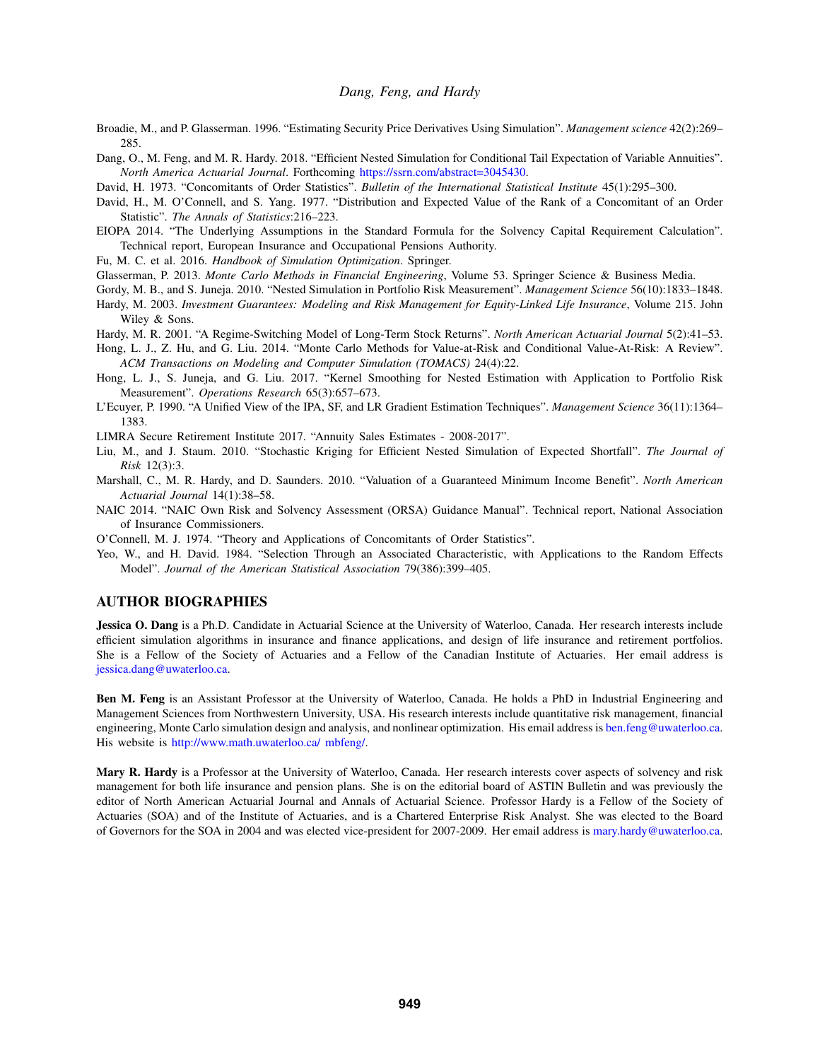Broadie, M., and P. Glasserman. 1996. "Estimating Security Price Derivatives Using Simulation". *Management science* 42(2):269–285.

Dang, O., M. Feng, and M. R. Hardy. 2018. "Efficient Nested Simulation for Conditional Tail Expectation of Variable Annuities". *North America Actuarial Journal*. Forthcoming https://ssrn.com/abstract=3045430.

David, H. 1973. "Concomitants of Order Statistics". *Bulletin of the International Statistical Institute* 45(1):295–300.

David, H., M. O'Connell, and S. Yang. 1977. "Distribution and Expected Value of the Rank of a Concomitant of an Order Statistic". *The Annals of Statistics*:216–223.

EIOPA 2014. "The Underlying Assumptions in the Standard Formula for the Solvency Capital Requirement Calculation". Technical report, European Insurance and Occupational Pensions Authority.

Fu, M. C. et al. 2016. *Handbook of Simulation Optimization*. Springer.

Glasserman, P. 2013. *Monte Carlo Methods in Financial Engineering*, Volume 53. Springer Science & Business Media.

Gordy, M. B., and S. Juneja. 2010. "Nested Simulation in Portfolio Risk Measurement". *Management Science* 56(10):1833–1848.

Hardy, M. 2003. *Investment Guarantees: Modeling and Risk Management for Equity-Linked Life Insurance*, Volume 215. John Wiley & Sons.

Hardy, M. R. 2001. "A Regime-Switching Model of Long-Term Stock Returns". *North American Actuarial Journal* 5(2):41–53.

Hong, L. J., Z. Hu, and G. Liu. 2014. "Monte Carlo Methods for Value-at-Risk and Conditional Value-At-Risk: A Review". *ACM Transactions on Modeling and Computer Simulation (TOMACS)* 24(4):22.

Hong, L. J., S. Juneja, and G. Liu. 2017. "Kernel Smoothing for Nested Estimation with Application to Portfolio Risk Measurement". *Operations Research* 65(3):657–673.

L'Ecuyer, P. 1990. "A Unified View of the IPA, SF, and LR Gradient Estimation Techniques". *Management Science* 36(11):1364–1383.

LIMRA Secure Retirement Institute 2017. "Annuity Sales Estimates - 2008-2017".

Liu, M., and J. Staum. 2010. "Stochastic Kriging for Efficient Nested Simulation of Expected Shortfall". *The Journal of Risk* 12(3):3.

Marshall, C., M. R. Hardy, and D. Saunders. 2010. "Valuation of a Guaranteed Minimum Income Benefit". *North American Actuarial Journal* 14(1):38–58.

NAIC 2014. "NAIC Own Risk and Solvency Assessment (ORSA) Guidance Manual". Technical report, National Association of Insurance Commissioners.

O'Connell, M. J. 1974. "Theory and Applications of Concomitants of Order Statistics".

Yeo, W., and H. David. 1984. "Selection Through an Associated Characteristic, with Applications to the Random Effects Model". *Journal of the American Statistical Association* 79(386):399–405.

## AUTHOR BIOGRAPHIES

**Jessica O. Dang** is a Ph.D. Candidate in Actuarial Science at the University of Waterloo, Canada. Her research interests include efficient simulation algorithms in insurance and finance applications, and design of life insurance and retirement portfolios. She is a Fellow of the Society of Actuaries and a Fellow of the Canadian Institute of Actuaries. Her email address is jessica.dang@uwaterloo.ca.

**Ben M. Feng** is an Assistant Professor at the University of Waterloo, Canada. He holds a PhD in Industrial Engineering and Management Sciences from Northwestern University, USA. His research interests include quantitative risk management, financial engineering, Monte Carlo simulation design and analysis, and nonlinear optimization. His email address is ben.feng@uwaterloo.ca. His website is http://www.math.uwaterloo.ca/ mbfeng/.

**Mary R. Hardy** is a Professor at the University of Waterloo, Canada. Her research interests cover aspects of solvency and risk management for both life insurance and pension plans. She is on the editorial board of ASTIN Bulletin and was previously the editor of North American Actuarial Journal and Annals of Actuarial Science. Professor Hardy is a Fellow of the Society of Actuaries (SOA) and of the Institute of Actuaries, and is a Chartered Enterprise Risk Analyst. She was elected to the Board of Governors for the SOA in 2004 and was elected vice-president for 2007-2009. Her email address is mary.hardy@uwaterloo.ca.